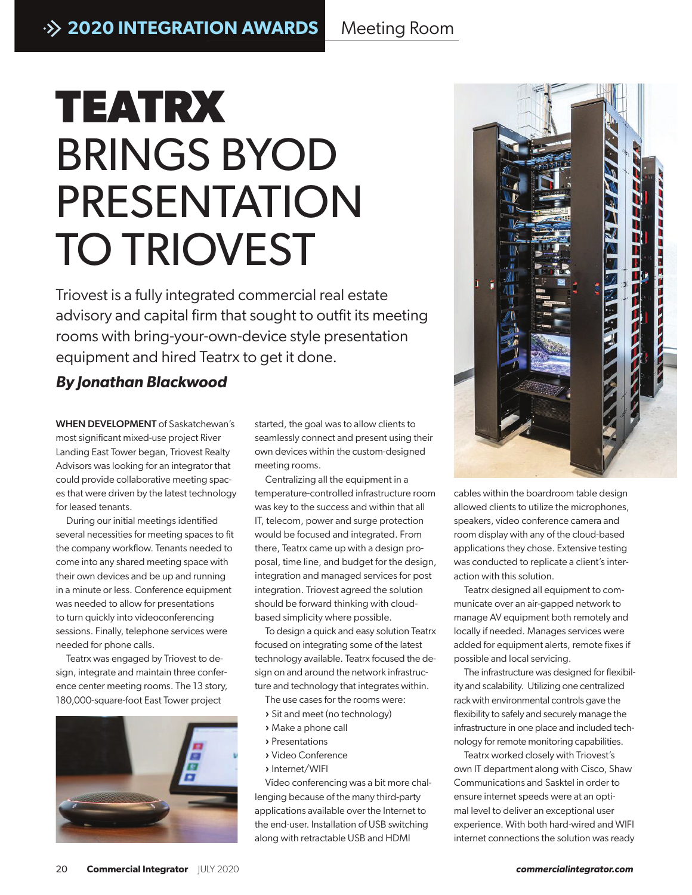# TEATRX BRINGS BYOD PRESENTATION TO TRIOVEST

Triovest is a fully integrated commercial real estate advisory and capital firm that sought to outfit its meeting rooms with bring-your-own-device style presentation equipment and hired Teatrx to get it done.

***By Jonathan Blackwood***

**WHEN DEVELOPMENT** of Saskatchewan's most significant mixed-use project River Landing East Tower began, Triovest Realty Advisors was looking for an integrator that could provide collaborative meeting spaces that were driven by the latest technology for leased tenants.

During our initial meetings identified several necessities for meeting spaces to fit the company workflow. Tenants needed to come into any shared meeting space with their own devices and be up and running in a minute or less. Conference equipment was needed to allow for presentations to turn quickly into videoconferencing sessions. Finally, telephone services were needed for phone calls.

Teatrx was engaged by Triovest to design, integrate and maintain three conference center meeting rooms. The 13 story, 180,000-square-foot East Tower project started, the goal was to allow clients to seamlessly connect and present using their own devices within the custom-designed meeting rooms.

Centralizing all the equipment in a temperature-controlled infrastructure room was key to the success and within that all IT, telecom, power and surge protection would be focused and integrated. From there, Teatrx came up with a design proposal, time line, and budget for the design, integration and managed services for post integration. Triovest agreed the solution should be forward thinking with cloud-based simplicity where possible.

To design a quick and easy solution Teatrx focused on integrating some of the latest technology available. Teatrx focused the design on and around the network infrastructure and technology that integrates within.

The use cases for the rooms were:

- Sit and meet (no technology)
- Make a phone call
- Presentations
- Video Conference
- Internet/WIFI

Video conferencing was a bit more challenging because of the many third-party applications available over the Internet to the end-user. Installation of USB switching along with retractable USB and HDMI cables within the boardroom table design allowed clients to utilize the microphones, speakers, video conference camera and room display with any of the cloud-based applications they chose. Extensive testing was conducted to replicate a client's interaction with this solution.

Teatrx designed all equipment to communicate over an air-gapped network to manage AV equipment both remotely and locally if needed. Manages services were added for equipment alerts, remote fixes if possible and local servicing.

The infrastructure was designed for flexibility and scalability. Utilizing one centralized rack with environmental controls gave the flexibility to safely and securely manage the infrastructure in one place and included technology for remote monitoring capabilities.

Teatrx worked closely with Triovest's own IT department along with Cisco, Shaw Communications and Sasktel in order to ensure internet speeds were at an optimal level to deliver an exceptional user experience. With both hard-wired and WIFI internet connections the solution was ready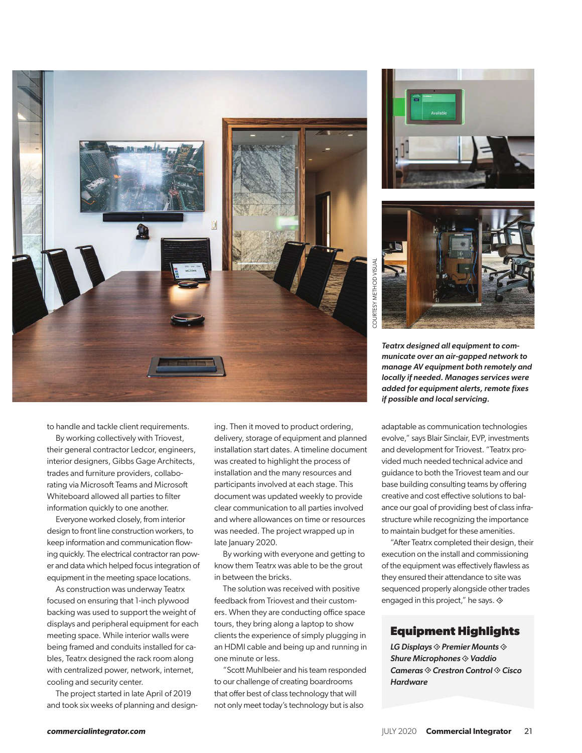*Teatrx designed all equipment to communicate over an air-gapped network to manage AV equipment both remotely and locally if needed. Manages services were added for equipment alerts, remote fixes if possible and local servicing.*

COURTESY METHOD VISUAL

to handle and tackle client requirements.

By working collectively with Triovest, their general contractor Ledcor, engineers, interior designers, Gibbs Gage Architects, trades and furniture providers, collaborating via Microsoft Teams and Microsoft Whiteboard allowed all parties to filter information quickly to one another.

Everyone worked closely, from interior design to front line construction workers, to keep information and communication flowing quickly. The electrical contractor ran power and data which helped focus integration of equipment in the meeting space locations.

As construction was underway Teatrx focused on ensuring that 1-inch plywood backing was used to support the weight of displays and peripheral equipment for each meeting space. While interior walls were being framed and conduits installed for cables, Teatrx designed the rack room along with centralized power, network, internet, cooling and security center.

The project started in late April of 2019 and took six weeks of planning and designing. Then it moved to product ordering, delivery, storage of equipment and planned installation start dates. A timeline document was created to highlight the process of installation and the many resources and participants involved at each stage. This document was updated weekly to provide clear communication to all parties involved and where allowances on time or resources was needed. The project wrapped up in late January 2020.

By working with everyone and getting to know them Teatrx was able to be the grout in between the bricks.

The solution was received with positive feedback from Triovest and their customers. When they are conducting office space tours, they bring along a laptop to show clients the experience of simply plugging in an HDMI cable and being up and running in one minute or less.

"Scott Muhlbeier and his team responded to our challenge of creating boardrooms that offer best of class technology that will not only meet today's technology but is also adaptable as communication technologies evolve," says Blair Sinclair, EVP, investments and development for Triovest. "Teatrx provided much needed technical advice and guidance to both the Triovest team and our base building consulting teams by offering creative and cost effective solutions to balance our goal of providing best of class infrastructure while recognizing the importance to maintain budget for these amenities.

"After Teatrx completed their design, their execution on the install and commissioning of the equipment was effectively flawless as they ensured their attendance to site was sequenced properly alongside other trades engaged in this project," he says. ⟐

## Equipment Highlights

***LG Displays ⟐ Premier Mounts ⟐ Shure Microphones ⟐ Vaddio Cameras ⟐ Crestron Control ⟐ Cisco Hardware***